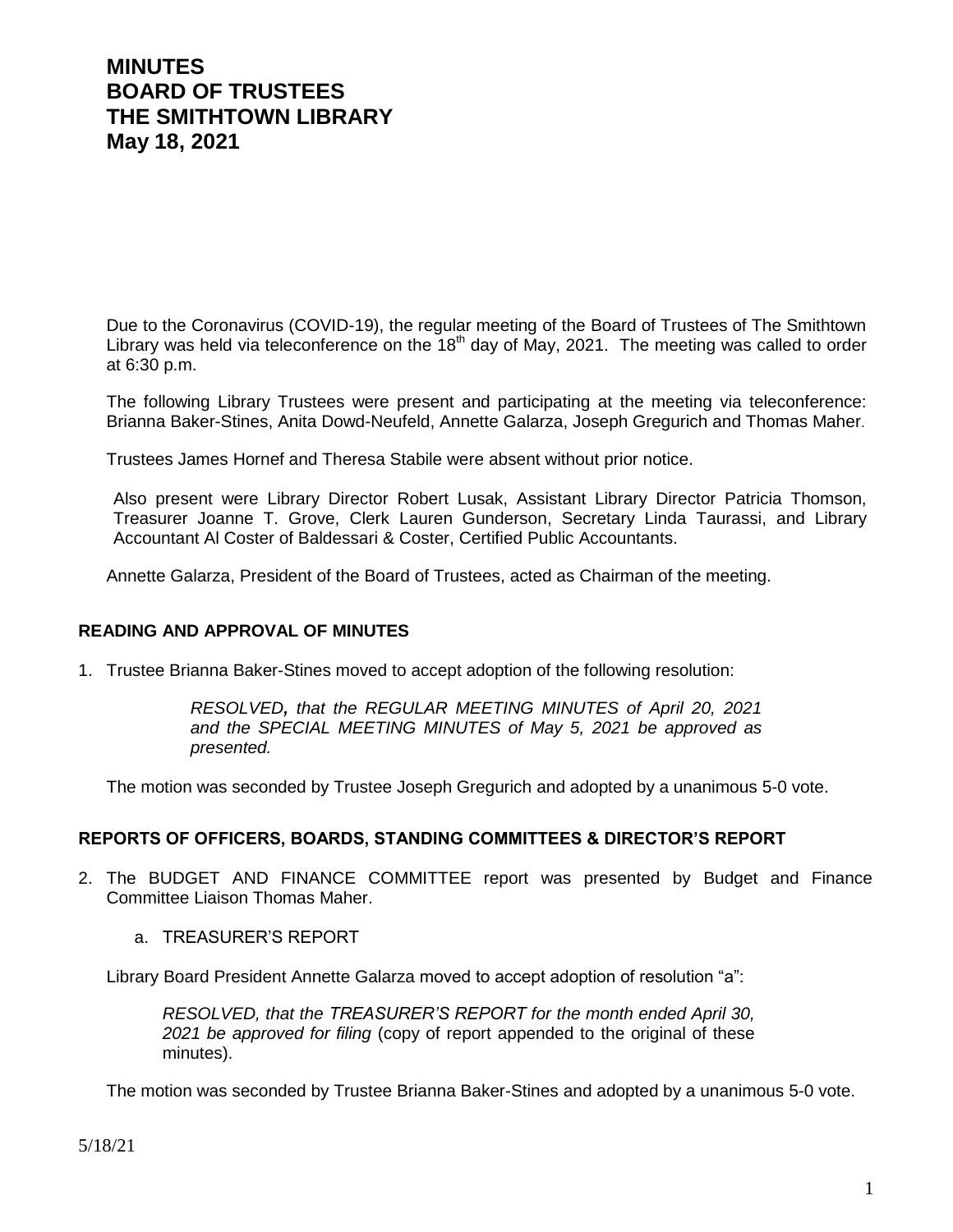# MINUTES
# BOARD OF TRUSTEES
# THE SMITHTOWN LIBRARY
# May 18, 2021

Due to the Coronavirus (COVID-19), the regular meeting of the Board of Trustees of The Smithtown Library was held via teleconference on the 18th day of May, 2021. The meeting was called to order at 6:30 p.m.

The following Library Trustees were present and participating at the meeting via teleconference: Brianna Baker-Stines, Anita Dowd-Neufeld, Annette Galarza, Joseph Gregurich and Thomas Maher.

Trustees James Hornef and Theresa Stabile were absent without prior notice.

Also present were Library Director Robert Lusak, Assistant Library Director Patricia Thomson, Treasurer Joanne T. Grove, Clerk Lauren Gunderson, Secretary Linda Taurassi, and Library Accountant Al Coster of Baldessari & Coster, Certified Public Accountants.

Annette Galarza, President of the Board of Trustees, acted as Chairman of the meeting.

## READING AND APPROVAL OF MINUTES

1. Trustee Brianna Baker-Stines moved to accept adoption of the following resolution:

   > *RESOLVED, that the REGULAR MEETING MINUTES of April 20, 2021 and the SPECIAL MEETING MINUTES of May 5, 2021 be approved as presented.*

   The motion was seconded by Trustee Joseph Gregurich and adopted by a unanimous 5-0 vote.

## REPORTS OF OFFICERS, BOARDS, STANDING COMMITTEES & DIRECTOR'S REPORT

2. The BUDGET AND FINANCE COMMITTEE report was presented by Budget and Finance Committee Liaison Thomas Maher.

   a. TREASURER'S REPORT

   Library Board President Annette Galarza moved to accept adoption of resolution "a":

   > *RESOLVED, that the TREASURER'S REPORT for the month ended April 30, 2021 be approved for filing* (copy of report appended to the original of these minutes).

   The motion was seconded by Trustee Brianna Baker-Stines and adopted by a unanimous 5-0 vote.

5/18/21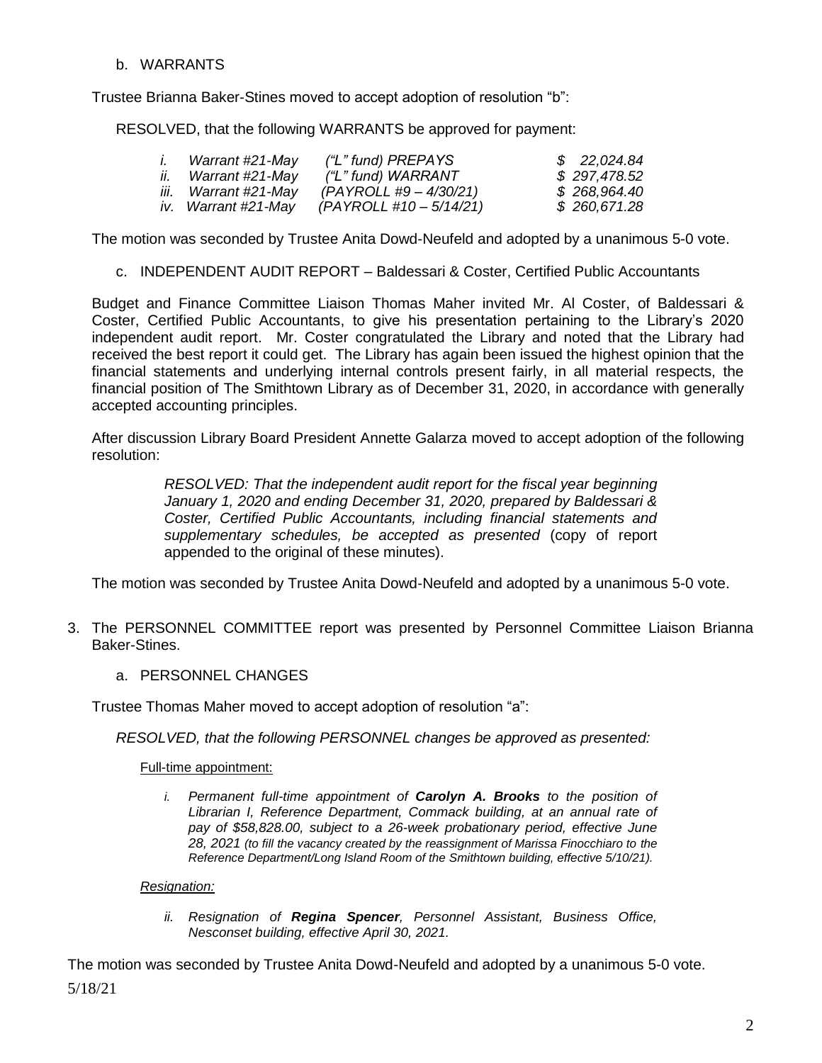b. WARRANTS

Trustee Brianna Baker-Stines moved to accept adoption of resolution "b":

RESOLVED, that the following WARRANTS be approved for payment:

| | | | |
|---|---|---|---|
| *i.* | *Warrant #21-May* | *("L" fund) PREPAYS* | *$ 22,024.84* |
| *ii.* | *Warrant #21-May* | *("L" fund) WARRANT* | *$ 297,478.52* |
| *iii.* | *Warrant #21-May* | *(PAYROLL #9 – 4/30/21)* | *$ 268,964.40* |
| *iv.* | *Warrant #21-May* | *(PAYROLL #10 – 5/14/21)* | *$ 260,671.28* |

The motion was seconded by Trustee Anita Dowd-Neufeld and adopted by a unanimous 5-0 vote.

c. INDEPENDENT AUDIT REPORT – Baldessari & Coster, Certified Public Accountants

Budget and Finance Committee Liaison Thomas Maher invited Mr. Al Coster, of Baldessari & Coster, Certified Public Accountants, to give his presentation pertaining to the Library's 2020 independent audit report. Mr. Coster congratulated the Library and noted that the Library had received the best report it could get. The Library has again been issued the highest opinion that the financial statements and underlying internal controls present fairly, in all material respects, the financial position of The Smithtown Library as of December 31, 2020, in accordance with generally accepted accounting principles.

After discussion Library Board President Annette Galarza moved to accept adoption of the following resolution:

> *RESOLVED: That the independent audit report for the fiscal year beginning January 1, 2020 and ending December 31, 2020, prepared by Baldessari & Coster, Certified Public Accountants, including financial statements and supplementary schedules, be accepted as presented* (copy of report appended to the original of these minutes).

The motion was seconded by Trustee Anita Dowd-Neufeld and adopted by a unanimous 5-0 vote.

3. The PERSONNEL COMMITTEE report was presented by Personnel Committee Liaison Brianna Baker-Stines.

a. PERSONNEL CHANGES

Trustee Thomas Maher moved to accept adoption of resolution "a":

*RESOLVED, that the following PERSONNEL changes be approved as presented:*

Full-time appointment:

*i. Permanent full-time appointment of **Carolyn A. Brooks** to the position of Librarian I, Reference Department, Commack building, at an annual rate of pay of $58,828.00, subject to a 26-week probationary period, effective June 28, 2021 (to fill the vacancy created by the reassignment of Marissa Finocchiaro to the Reference Department/Long Island Room of the Smithtown building, effective 5/10/21).*

*Resignation:*

*ii. Resignation of **Regina Spencer**, Personnel Assistant, Business Office, Nesconset building, effective April 30, 2021.*

The motion was seconded by Trustee Anita Dowd-Neufeld and adopted by a unanimous 5-0 vote.

5/18/21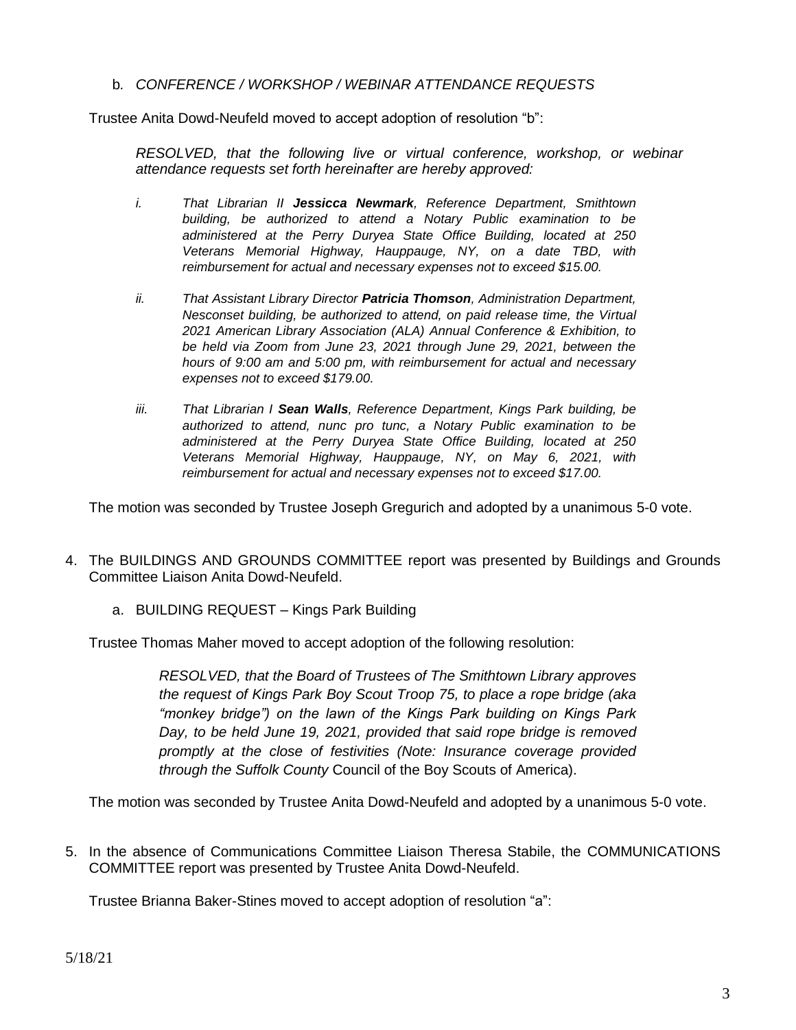b. *CONFERENCE / WORKSHOP / WEBINAR ATTENDANCE REQUESTS*

Trustee Anita Dowd-Neufeld moved to accept adoption of resolution "b":

> *RESOLVED, that the following live or virtual conference, workshop, or webinar attendance requests set forth hereinafter are hereby approved:*
>
> *i. That Librarian II **Jessicca Newmark**, Reference Department, Smithtown building, be authorized to attend a Notary Public examination to be administered at the Perry Duryea State Office Building, located at 250 Veterans Memorial Highway, Hauppauge, NY, on a date TBD, with reimbursement for actual and necessary expenses not to exceed $15.00.*
>
> *ii. That Assistant Library Director **Patricia Thomson**, Administration Department, Nesconset building, be authorized to attend, on paid release time, the Virtual 2021 American Library Association (ALA) Annual Conference & Exhibition, to be held via Zoom from June 23, 2021 through June 29, 2021, between the hours of 9:00 am and 5:00 pm, with reimbursement for actual and necessary expenses not to exceed $179.00.*
>
> *iii. That Librarian I **Sean Walls**, Reference Department, Kings Park building, be authorized to attend, nunc pro tunc, a Notary Public examination to be administered at the Perry Duryea State Office Building, located at 250 Veterans Memorial Highway, Hauppauge, NY, on May 6, 2021, with reimbursement for actual and necessary expenses not to exceed $17.00.*

The motion was seconded by Trustee Joseph Gregurich and adopted by a unanimous 5-0 vote.

4. The BUILDINGS AND GROUNDS COMMITTEE report was presented by Buildings and Grounds Committee Liaison Anita Dowd-Neufeld.

   a. BUILDING REQUEST – Kings Park Building

Trustee Thomas Maher moved to accept adoption of the following resolution:

> *RESOLVED, that the Board of Trustees of The Smithtown Library approves the request of Kings Park Boy Scout Troop 75, to place a rope bridge (aka "monkey bridge") on the lawn of the Kings Park building on Kings Park Day, to be held June 19, 2021, provided that said rope bridge is removed promptly at the close of festivities (Note: Insurance coverage provided through the Suffolk County* Council of the Boy Scouts of America).

The motion was seconded by Trustee Anita Dowd-Neufeld and adopted by a unanimous 5-0 vote.

5. In the absence of Communications Committee Liaison Theresa Stabile, the COMMUNICATIONS COMMITTEE report was presented by Trustee Anita Dowd-Neufeld.

Trustee Brianna Baker-Stines moved to accept adoption of resolution "a":

5/18/21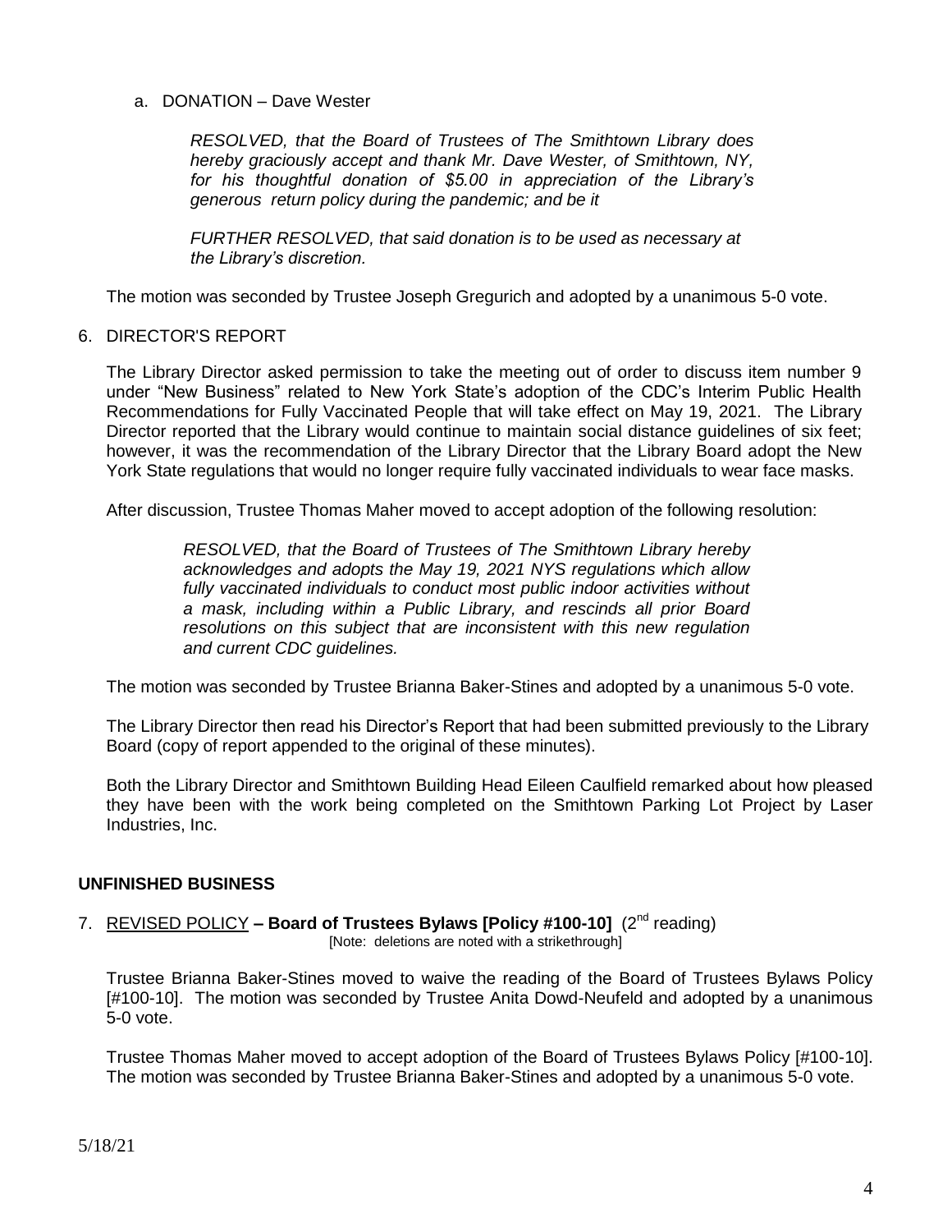a. DONATION – Dave Wester

> *RESOLVED, that the Board of Trustees of The Smithtown Library does hereby graciously accept and thank Mr. Dave Wester, of Smithtown, NY, for his thoughtful donation of $5.00 in appreciation of the Library's generous return policy during the pandemic; and be it*
>
> *FURTHER RESOLVED, that said donation is to be used as necessary at the Library's discretion.*

The motion was seconded by Trustee Joseph Gregurich and adopted by a unanimous 5-0 vote.

6. DIRECTOR'S REPORT

The Library Director asked permission to take the meeting out of order to discuss item number 9 under "New Business" related to New York State's adoption of the CDC's Interim Public Health Recommendations for Fully Vaccinated People that will take effect on May 19, 2021. The Library Director reported that the Library would continue to maintain social distance guidelines of six feet; however, it was the recommendation of the Library Director that the Library Board adopt the New York State regulations that would no longer require fully vaccinated individuals to wear face masks.

After discussion, Trustee Thomas Maher moved to accept adoption of the following resolution:

> *RESOLVED, that the Board of Trustees of The Smithtown Library hereby acknowledges and adopts the May 19, 2021 NYS regulations which allow fully vaccinated individuals to conduct most public indoor activities without a mask, including within a Public Library, and rescinds all prior Board resolutions on this subject that are inconsistent with this new regulation and current CDC guidelines.*

The motion was seconded by Trustee Brianna Baker-Stines and adopted by a unanimous 5-0 vote.

The Library Director then read his Director's Report that had been submitted previously to the Library Board (copy of report appended to the original of these minutes).

Both the Library Director and Smithtown Building Head Eileen Caulfield remarked about how pleased they have been with the work being completed on the Smithtown Parking Lot Project by Laser Industries, Inc.

## UNFINISHED BUSINESS

7. REVISED POLICY **– Board of Trustees Bylaws [Policy #100-10]** (2nd reading)
[Note: deletions are noted with a strikethrough]

Trustee Brianna Baker-Stines moved to waive the reading of the Board of Trustees Bylaws Policy [#100-10]. The motion was seconded by Trustee Anita Dowd-Neufeld and adopted by a unanimous 5-0 vote.

Trustee Thomas Maher moved to accept adoption of the Board of Trustees Bylaws Policy [#100-10]. The motion was seconded by Trustee Brianna Baker-Stines and adopted by a unanimous 5-0 vote.

5/18/21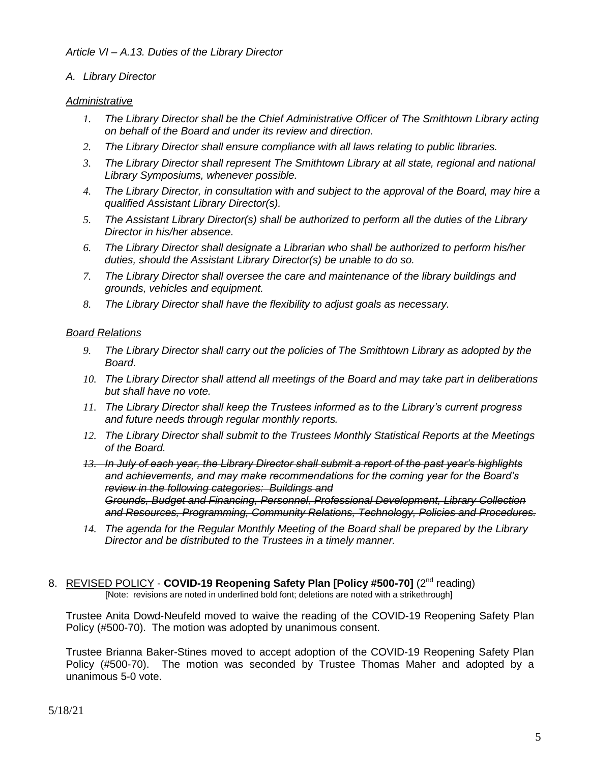*Article VI – A.13. Duties of the Library Director*

*A. Library Director*

*<u>Administrative</u>*

1. *The Library Director shall be the Chief Administrative Officer of The Smithtown Library acting on behalf of the Board and under its review and direction.*
2. *The Library Director shall ensure compliance with all laws relating to public libraries.*
3. *The Library Director shall represent The Smithtown Library at all state, regional and national Library Symposiums, whenever possible.*
4. *The Library Director, in consultation with and subject to the approval of the Board, may hire a qualified Assistant Library Director(s).*
5. *The Assistant Library Director(s) shall be authorized to perform all the duties of the Library Director in his/her absence.*
6. *The Library Director shall designate a Librarian who shall be authorized to perform his/her duties, should the Assistant Library Director(s) be unable to do so.*
7. *The Library Director shall oversee the care and maintenance of the library buildings and grounds, vehicles and equipment.*
8. *The Library Director shall have the flexibility to adjust goals as necessary.*

*<u>Board Relations</u>*

9. *The Library Director shall carry out the policies of The Smithtown Library as adopted by the Board.*
10. *The Library Director shall attend all meetings of the Board and may take part in deliberations but shall have no vote.*
11. *The Library Director shall keep the Trustees informed as to the Library's current progress and future needs through regular monthly reports.*
12. *The Library Director shall submit to the Trustees Monthly Statistical Reports at the Meetings of the Board.*
13. ~~*In July of each year, the Library Director shall submit a report of the past year's highlights and achievements, and may make recommendations for the coming year for the Board's review in the following categories: Buildings and Grounds, Budget and Financing, Personnel, Professional Development, Library Collection and Resources, Programming, Community Relations, Technology, Policies and Procedures.*~~
14. *The agenda for the Regular Monthly Meeting of the Board shall be prepared by the Library Director and be distributed to the Trustees in a timely manner.*

8. <u>REVISED POLICY</u> - **COVID-19 Reopening Safety Plan [Policy #500-70]** (2nd reading)
[Note: revisions are noted in underlined bold font; deletions are noted with a strikethrough]

Trustee Anita Dowd-Neufeld moved to waive the reading of the COVID-19 Reopening Safety Plan Policy (#500-70). The motion was adopted by unanimous consent.

Trustee Brianna Baker-Stines moved to accept adoption of the COVID-19 Reopening Safety Plan Policy (#500-70). The motion was seconded by Trustee Thomas Maher and adopted by a unanimous 5-0 vote.

5/18/21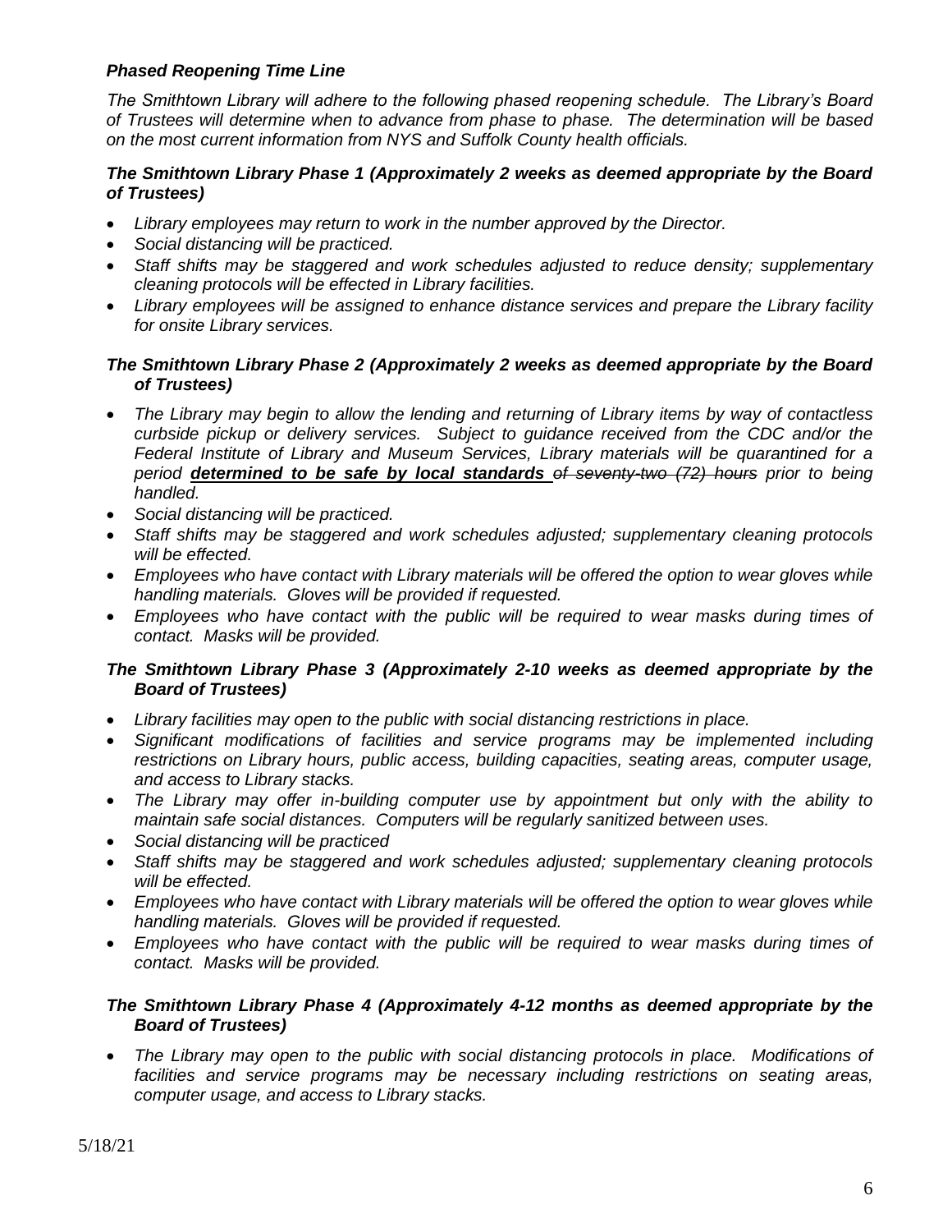### *Phased Reopening Time Line*

*The Smithtown Library will adhere to the following phased reopening schedule. The Library's Board of Trustees will determine when to advance from phase to phase. The determination will be based on the most current information from NYS and Suffolk County health officials.*

#### *The Smithtown Library Phase 1 (Approximately 2 weeks as deemed appropriate by the Board of Trustees)*

- *Library employees may return to work in the number approved by the Director.*
- *Social distancing will be practiced.*
- *Staff shifts may be staggered and work schedules adjusted to reduce density; supplementary cleaning protocols will be effected in Library facilities.*
- *Library employees will be assigned to enhance distance services and prepare the Library facility for onsite Library services.*

#### *The Smithtown Library Phase 2 (Approximately 2 weeks as deemed appropriate by the Board of Trustees)*

- *The Library may begin to allow the lending and returning of Library items by way of contactless curbside pickup or delivery services. Subject to guidance received from the CDC and/or the Federal Institute of Library and Museum Services, Library materials will be quarantined for a period* ***determined to be safe by local standards*** *~~of seventy-two (72) hours~~ prior to being handled.*
- *Social distancing will be practiced.*
- *Staff shifts may be staggered and work schedules adjusted; supplementary cleaning protocols will be effected.*
- *Employees who have contact with Library materials will be offered the option to wear gloves while handling materials. Gloves will be provided if requested.*
- *Employees who have contact with the public will be required to wear masks during times of contact. Masks will be provided.*

#### *The Smithtown Library Phase 3 (Approximately 2-10 weeks as deemed appropriate by the Board of Trustees)*

- *Library facilities may open to the public with social distancing restrictions in place.*
- *Significant modifications of facilities and service programs may be implemented including restrictions on Library hours, public access, building capacities, seating areas, computer usage, and access to Library stacks.*
- *The Library may offer in-building computer use by appointment but only with the ability to maintain safe social distances. Computers will be regularly sanitized between uses.*
- *Social distancing will be practiced*
- *Staff shifts may be staggered and work schedules adjusted; supplementary cleaning protocols will be effected.*
- *Employees who have contact with Library materials will be offered the option to wear gloves while handling materials. Gloves will be provided if requested.*
- *Employees who have contact with the public will be required to wear masks during times of contact. Masks will be provided.*

#### *The Smithtown Library Phase 4 (Approximately 4-12 months as deemed appropriate by the Board of Trustees)*

- *The Library may open to the public with social distancing protocols in place. Modifications of facilities and service programs may be necessary including restrictions on seating areas, computer usage, and access to Library stacks.*

5/18/21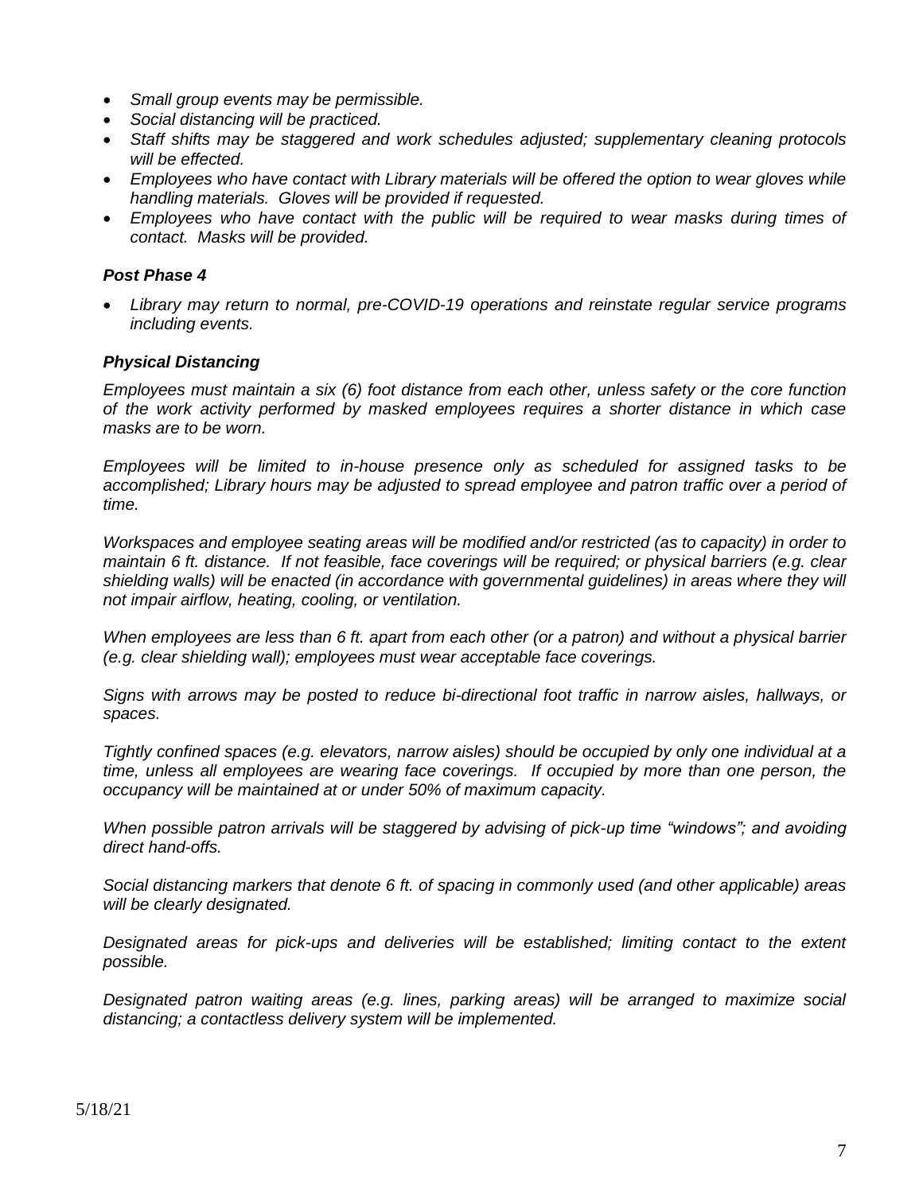- *Small group events may be permissible.*
- *Social distancing will be practiced.*
- *Staff shifts may be staggered and work schedules adjusted; supplementary cleaning protocols will be effected.*
- *Employees who have contact with Library materials will be offered the option to wear gloves while handling materials. Gloves will be provided if requested.*
- *Employees who have contact with the public will be required to wear masks during times of contact. Masks will be provided.*

### *Post Phase 4*

- *Library may return to normal, pre-COVID-19 operations and reinstate regular service programs including events.*

### *Physical Distancing*

*Employees must maintain a six (6) foot distance from each other, unless safety or the core function of the work activity performed by masked employees requires a shorter distance in which case masks are to be worn.*

*Employees will be limited to in-house presence only as scheduled for assigned tasks to be accomplished; Library hours may be adjusted to spread employee and patron traffic over a period of time.*

*Workspaces and employee seating areas will be modified and/or restricted (as to capacity) in order to maintain 6 ft. distance. If not feasible, face coverings will be required; or physical barriers (e.g. clear shielding walls) will be enacted (in accordance with governmental guidelines) in areas where they will not impair airflow, heating, cooling, or ventilation.*

*When employees are less than 6 ft. apart from each other (or a patron) and without a physical barrier (e.g. clear shielding wall); employees must wear acceptable face coverings.*

*Signs with arrows may be posted to reduce bi-directional foot traffic in narrow aisles, hallways, or spaces.*

*Tightly confined spaces (e.g. elevators, narrow aisles) should be occupied by only one individual at a time, unless all employees are wearing face coverings. If occupied by more than one person, the occupancy will be maintained at or under 50% of maximum capacity.*

*When possible patron arrivals will be staggered by advising of pick-up time "windows"; and avoiding direct hand-offs.*

*Social distancing markers that denote 6 ft. of spacing in commonly used (and other applicable) areas will be clearly designated.*

*Designated areas for pick-ups and deliveries will be established; limiting contact to the extent possible.*

*Designated patron waiting areas (e.g. lines, parking areas) will be arranged to maximize social distancing; a contactless delivery system will be implemented.*

5/18/21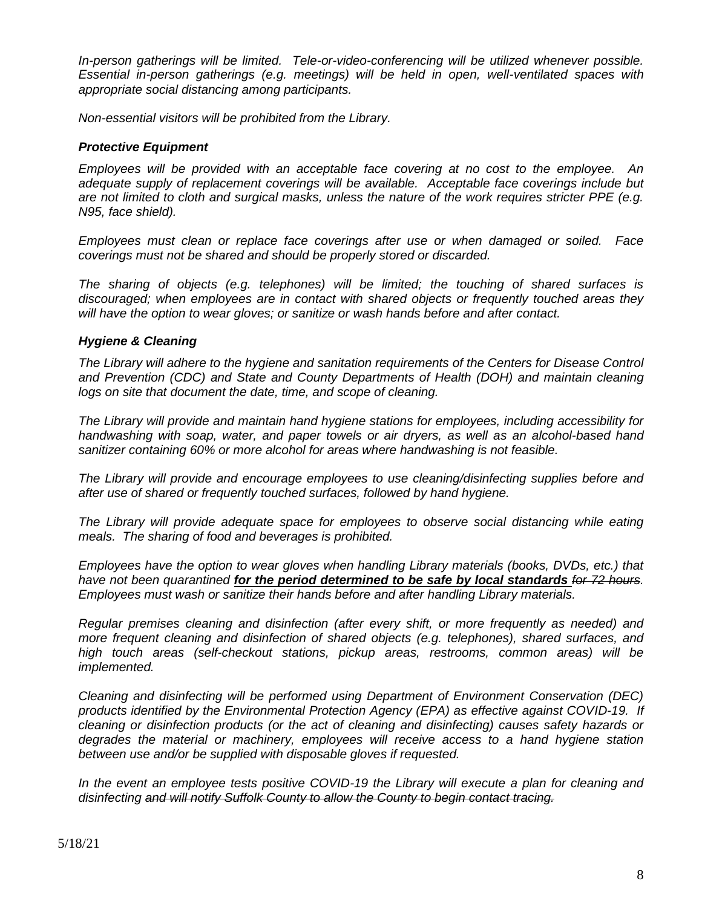*In-person gatherings will be limited. Tele-or-video-conferencing will be utilized whenever possible. Essential in-person gatherings (e.g. meetings) will be held in open, well-ventilated spaces with appropriate social distancing among participants.*

*Non-essential visitors will be prohibited from the Library.*

### ***Protective Equipment***

*Employees will be provided with an acceptable face covering at no cost to the employee. An adequate supply of replacement coverings will be available. Acceptable face coverings include but are not limited to cloth and surgical masks, unless the nature of the work requires stricter PPE (e.g. N95, face shield).*

*Employees must clean or replace face coverings after use or when damaged or soiled. Face coverings must not be shared and should be properly stored or discarded.*

*The sharing of objects (e.g. telephones) will be limited; the touching of shared surfaces is discouraged; when employees are in contact with shared objects or frequently touched areas they will have the option to wear gloves; or sanitize or wash hands before and after contact.*

### ***Hygiene & Cleaning***

*The Library will adhere to the hygiene and sanitation requirements of the Centers for Disease Control and Prevention (CDC) and State and County Departments of Health (DOH) and maintain cleaning logs on site that document the date, time, and scope of cleaning.*

*The Library will provide and maintain hand hygiene stations for employees, including accessibility for handwashing with soap, water, and paper towels or air dryers, as well as an alcohol-based hand sanitizer containing 60% or more alcohol for areas where handwashing is not feasible.*

*The Library will provide and encourage employees to use cleaning/disinfecting supplies before and after use of shared or frequently touched surfaces, followed by hand hygiene.*

*The Library will provide adequate space for employees to observe social distancing while eating meals. The sharing of food and beverages is prohibited.*

*Employees have the option to wear gloves when handling Library materials (books, DVDs, etc.) that have not been quarantined* ***for the period determined to be safe by local standards*** ~~*for 72 hours*~~*. Employees must wash or sanitize their hands before and after handling Library materials.*

*Regular premises cleaning and disinfection (after every shift, or more frequently as needed) and more frequent cleaning and disinfection of shared objects (e.g. telephones), shared surfaces, and high touch areas (self-checkout stations, pickup areas, restrooms, common areas) will be implemented.*

*Cleaning and disinfecting will be performed using Department of Environment Conservation (DEC) products identified by the Environmental Protection Agency (EPA) as effective against COVID-19. If cleaning or disinfection products (or the act of cleaning and disinfecting) causes safety hazards or degrades the material or machinery, employees will receive access to a hand hygiene station between use and/or be supplied with disposable gloves if requested.*

*In the event an employee tests positive COVID-19 the Library will execute a plan for cleaning and disinfecting* ~~*and will notify Suffolk County to allow the County to begin contact tracing.*~~

5/18/21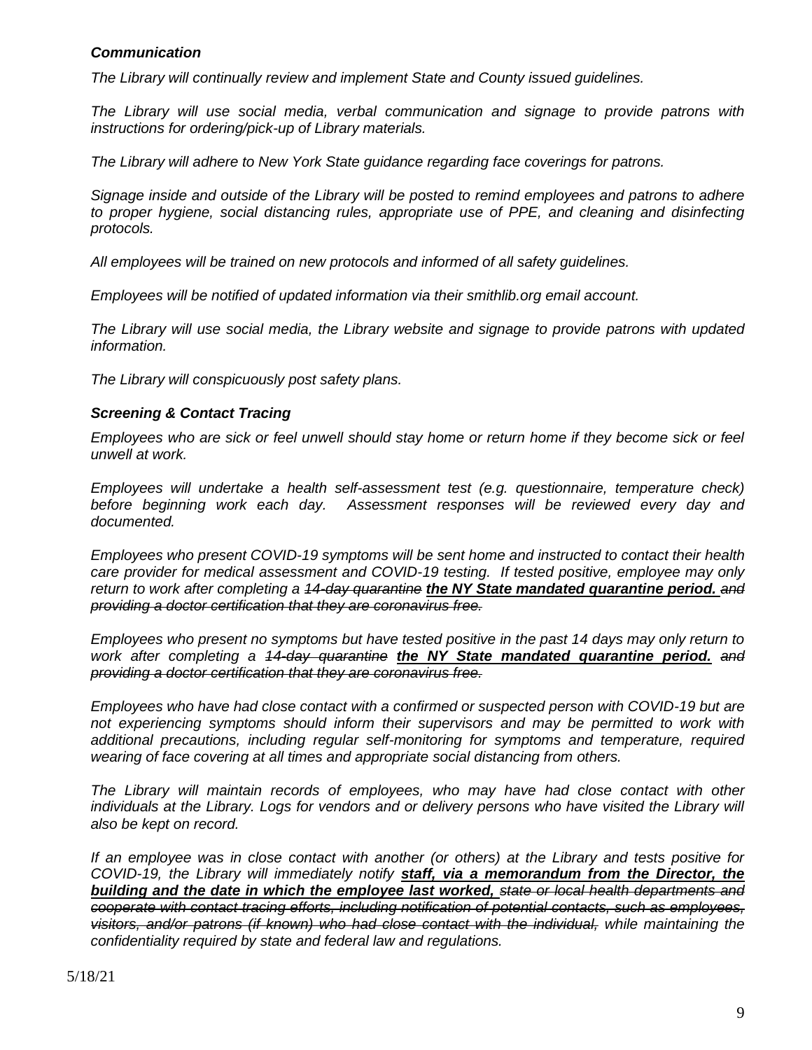### ***Communication***

*The Library will continually review and implement State and County issued guidelines.*

*The Library will use social media, verbal communication and signage to provide patrons with instructions for ordering/pick-up of Library materials.*

*The Library will adhere to New York State guidance regarding face coverings for patrons.*

*Signage inside and outside of the Library will be posted to remind employees and patrons to adhere to proper hygiene, social distancing rules, appropriate use of PPE, and cleaning and disinfecting protocols.*

*All employees will be trained on new protocols and informed of all safety guidelines.*

*Employees will be notified of updated information via their smithlib.org email account.*

*The Library will use social media, the Library website and signage to provide patrons with updated information.*

*The Library will conspicuously post safety plans.*

### ***Screening & Contact Tracing***

*Employees who are sick or feel unwell should stay home or return home if they become sick or feel unwell at work.*

*Employees will undertake a health self-assessment test (e.g. questionnaire, temperature check) before beginning work each day. Assessment responses will be reviewed every day and documented.*

*Employees who present COVID-19 symptoms will be sent home and instructed to contact their health care provider for medical assessment and COVID-19 testing. If tested positive, employee may only return to work after completing a ~~14-day quarantine~~ **<u>the NY State mandated quarantine period.</u>** ~~and providing a doctor certification that they are coronavirus free.~~*

*Employees who present no symptoms but have tested positive in the past 14 days may only return to work after completing a ~~14-day quarantine~~ **<u>the NY State mandated quarantine period.</u>** ~~and providing a doctor certification that they are coronavirus free.~~*

*Employees who have had close contact with a confirmed or suspected person with COVID-19 but are not experiencing symptoms should inform their supervisors and may be permitted to work with additional precautions, including regular self-monitoring for symptoms and temperature, required wearing of face covering at all times and appropriate social distancing from others.*

*The Library will maintain records of employees, who may have had close contact with other individuals at the Library. Logs for vendors and or delivery persons who have visited the Library will also be kept on record.*

*If an employee was in close contact with another (or others) at the Library and tests positive for COVID-19, the Library will immediately notify **<u>staff, via a memorandum from the Director, the building and the date in which the employee last worked,</u>** ~~state or local health departments and cooperate with contact tracing efforts, including notification of potential contacts, such as employees, visitors, and/or patrons (if known) who had close contact with the individual,~~ while maintaining the confidentiality required by state and federal law and regulations.*

5/18/21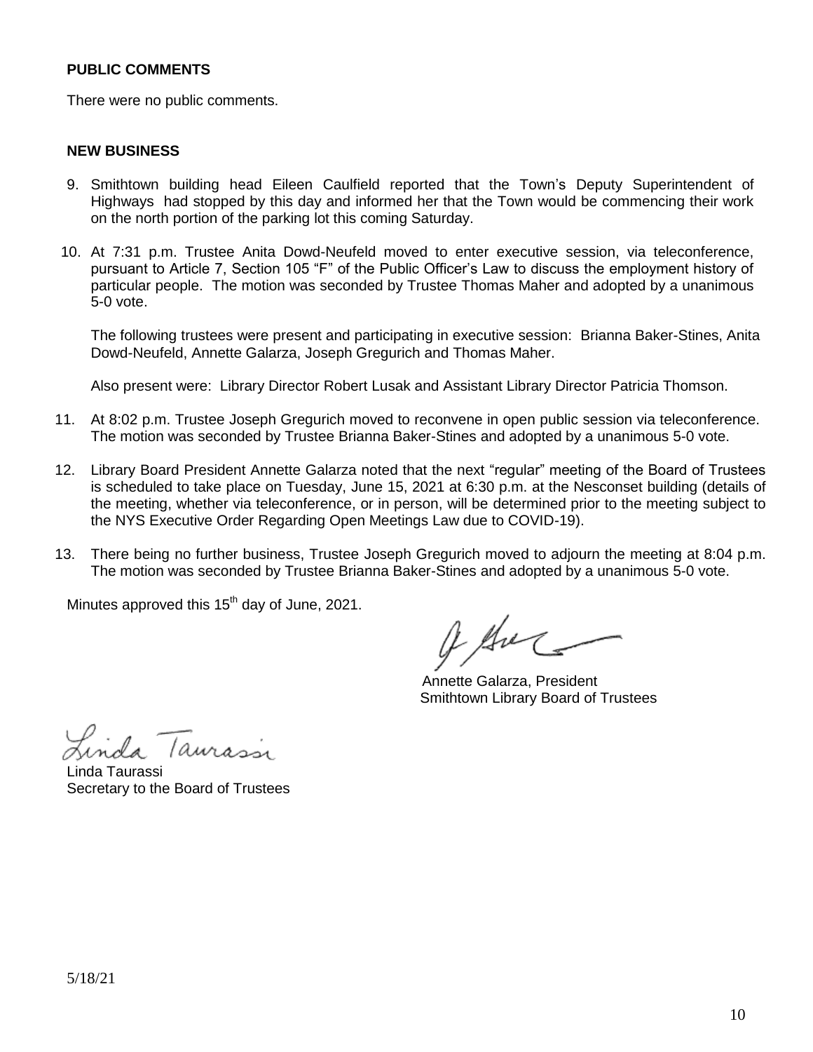**PUBLIC COMMENTS**

There were no public comments.

**NEW BUSINESS**

9. Smithtown building head Eileen Caulfield reported that the Town's Deputy Superintendent of Highways had stopped by this day and informed her that the Town would be commencing their work on the north portion of the parking lot this coming Saturday.

10. At 7:31 p.m. Trustee Anita Dowd-Neufeld moved to enter executive session, via teleconference, pursuant to Article 7, Section 105 "F" of the Public Officer's Law to discuss the employment history of particular people. The motion was seconded by Trustee Thomas Maher and adopted by a unanimous 5-0 vote.

    The following trustees were present and participating in executive session: Brianna Baker-Stines, Anita Dowd-Neufeld, Annette Galarza, Joseph Gregurich and Thomas Maher.

    Also present were: Library Director Robert Lusak and Assistant Library Director Patricia Thomson.

11. At 8:02 p.m. Trustee Joseph Gregurich moved to reconvene in open public session via teleconference. The motion was seconded by Trustee Brianna Baker-Stines and adopted by a unanimous 5-0 vote.

12. Library Board President Annette Galarza noted that the next "regular" meeting of the Board of Trustees is scheduled to take place on Tuesday, June 15, 2021 at 6:30 p.m. at the Nesconset building (details of the meeting, whether via teleconference, or in person, will be determined prior to the meeting subject to the NYS Executive Order Regarding Open Meetings Law due to COVID-19).

13. There being no further business, Trustee Joseph Gregurich moved to adjourn the meeting at 8:04 p.m. The motion was seconded by Trustee Brianna Baker-Stines and adopted by a unanimous 5-0 vote.

Minutes approved this 15th day of June, 2021.

Annette Galarza, President
Smithtown Library Board of Trustees

Linda Taurassi
Secretary to the Board of Trustees

5/18/21